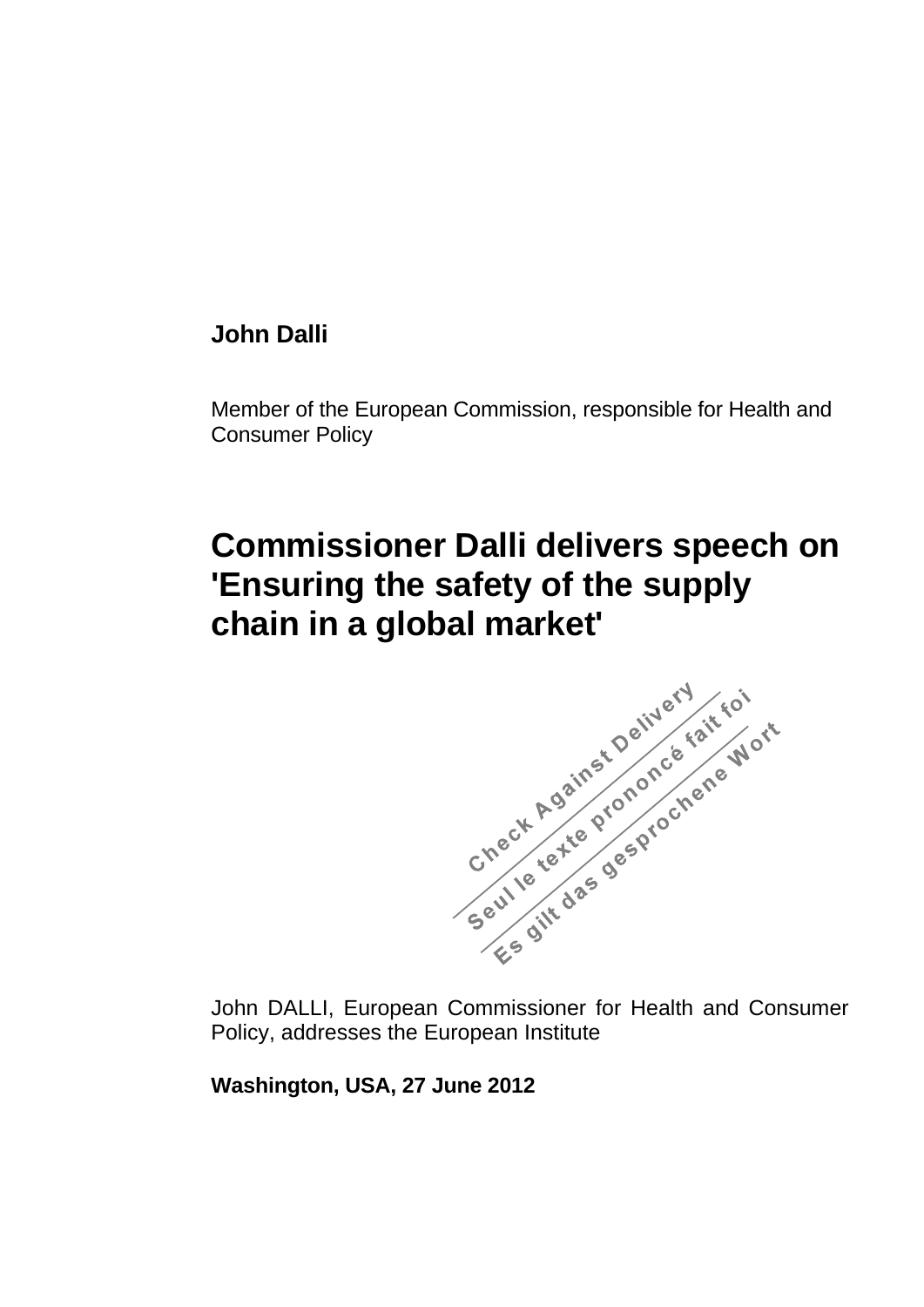**John Dalli**

Member of the European Commission, responsible for Health and Consumer Policy

# Commissioner Dalli delivers speech on 'Ensuring the safety of the supply chain in a global market'

Check Against Delivery
Seul le texte prononcé fait foi
Es gilt das gesprochene Wort

John DALLI, European Commissioner for Health and Consumer Policy, addresses the European Institute

**Washington, USA, 27 June 2012**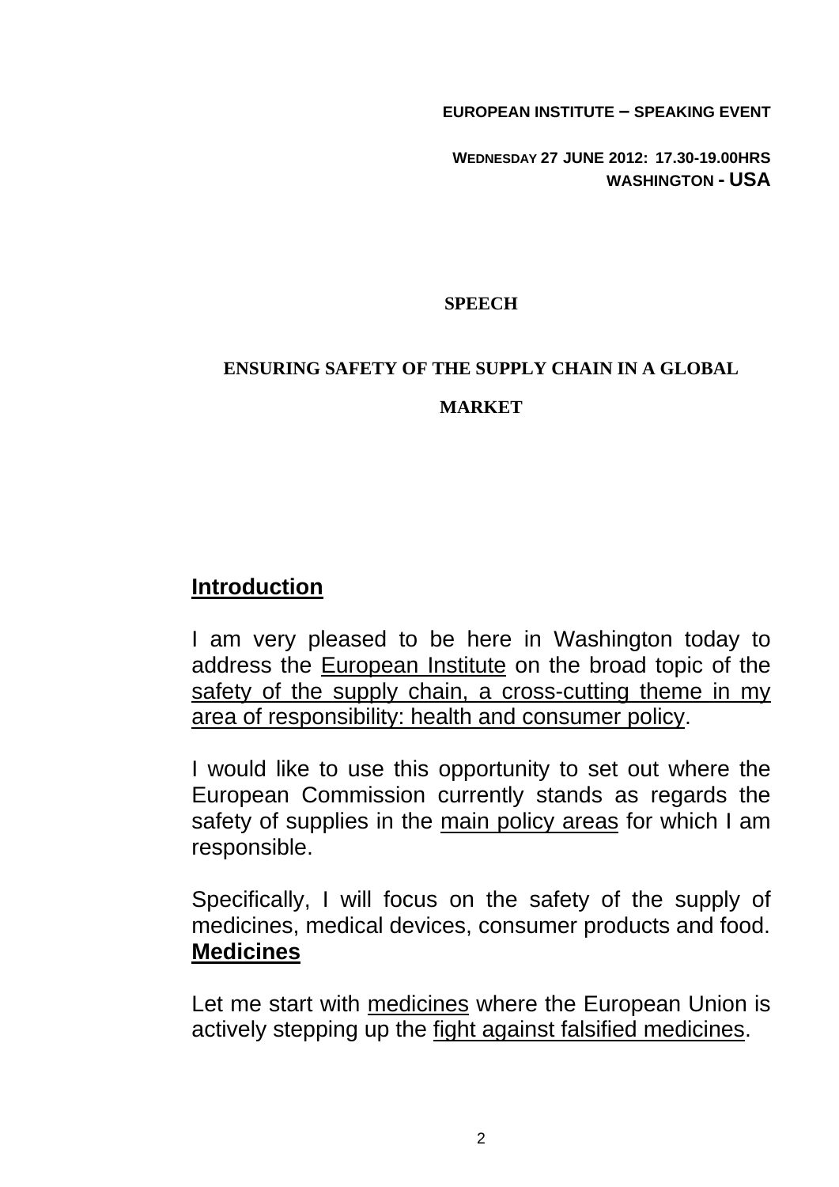**EUROPEAN INSTITUTE – SPEAKING EVENT**

**WEDNESDAY 27 JUNE 2012: 17.30-19.00HRS**
**WASHINGTON - USA**

**SPEECH**

**ENSURING SAFETY OF THE SUPPLY CHAIN IN A GLOBAL MARKET**

## Introduction

I am very pleased to be here in Washington today to address the European Institute on the broad topic of the safety of the supply chain, a cross-cutting theme in my area of responsibility: health and consumer policy.

I would like to use this opportunity to set out where the European Commission currently stands as regards the safety of supplies in the main policy areas for which I am responsible.

Specifically, I will focus on the safety of the supply of medicines, medical devices, consumer products and food.

## Medicines

Let me start with medicines where the European Union is actively stepping up the fight against falsified medicines.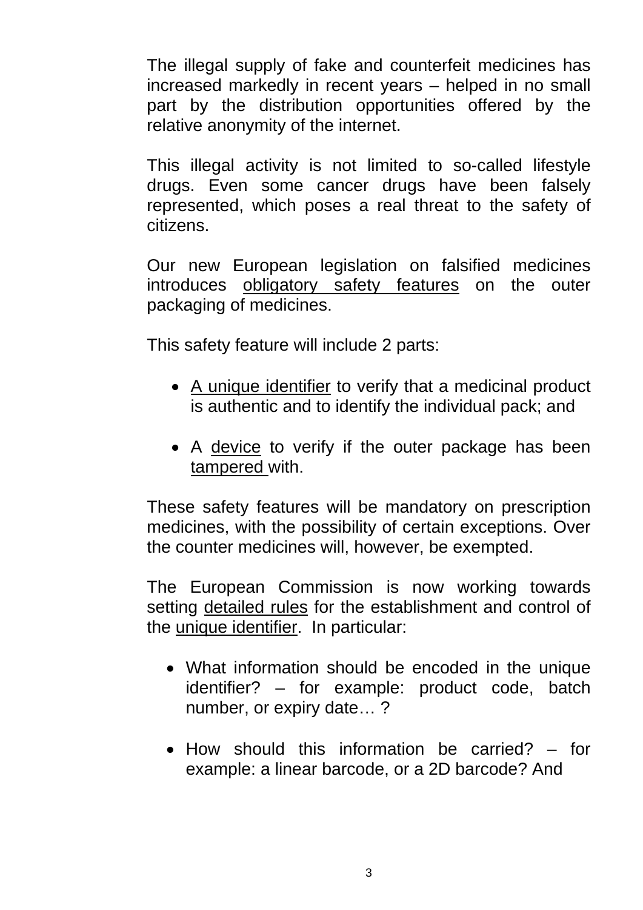The illegal supply of fake and counterfeit medicines has increased markedly in recent years – helped in no small part by the distribution opportunities offered by the relative anonymity of the internet.

This illegal activity is not limited to so-called lifestyle drugs. Even some cancer drugs have been falsely represented, which poses a real threat to the safety of citizens.

Our new European legislation on falsified medicines introduces obligatory safety features on the outer packaging of medicines.

This safety feature will include 2 parts:

- A unique identifier to verify that a medicinal product is authentic and to identify the individual pack; and
- A device to verify if the outer package has been tampered with.

These safety features will be mandatory on prescription medicines, with the possibility of certain exceptions. Over the counter medicines will, however, be exempted.

The European Commission is now working towards setting detailed rules for the establishment and control of the unique identifier. In particular:

- What information should be encoded in the unique identifier? – for example: product code, batch number, or expiry date… ?
- How should this information be carried? – for example: a linear barcode, or a 2D barcode? And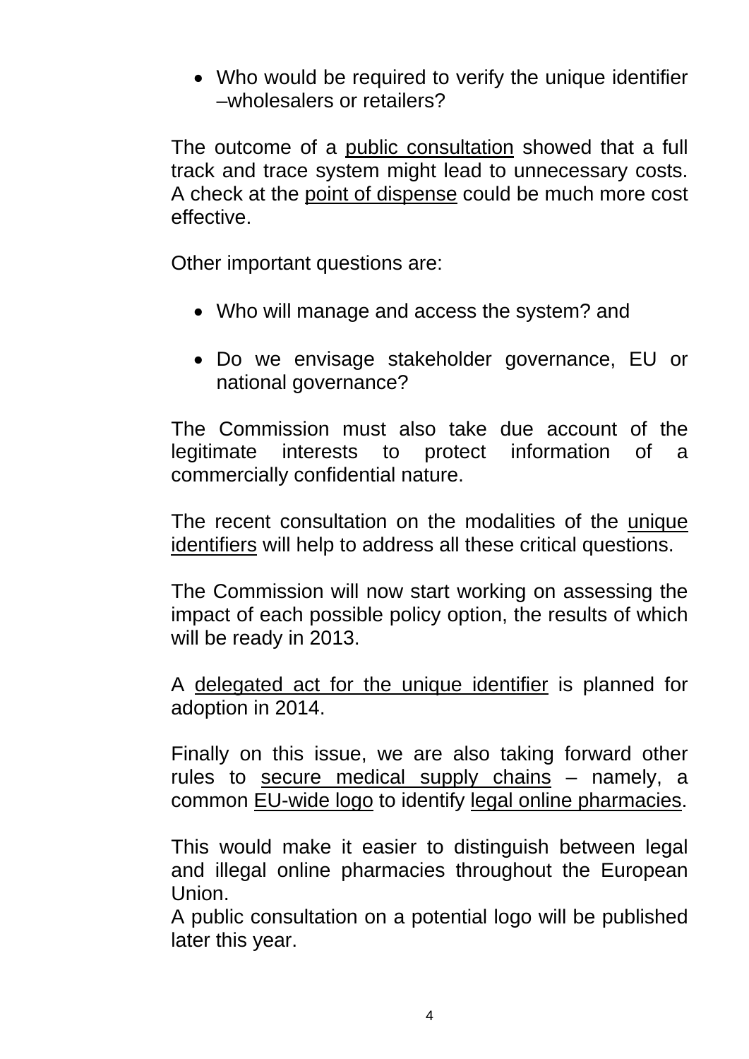- Who would be required to verify the unique identifier –wholesalers or retailers?

The outcome of a public consultation showed that a full track and trace system might lead to unnecessary costs. A check at the point of dispense could be much more cost effective.

Other important questions are:

- Who will manage and access the system? and
- Do we envisage stakeholder governance, EU or national governance?

The Commission must also take due account of the legitimate interests to protect information of a commercially confidential nature.

The recent consultation on the modalities of the unique identifiers will help to address all these critical questions.

The Commission will now start working on assessing the impact of each possible policy option, the results of which will be ready in 2013.

A delegated act for the unique identifier is planned for adoption in 2014.

Finally on this issue, we are also taking forward other rules to secure medical supply chains – namely, a common EU-wide logo to identify legal online pharmacies.

This would make it easier to distinguish between legal and illegal online pharmacies throughout the European Union.
A public consultation on a potential logo will be published later this year.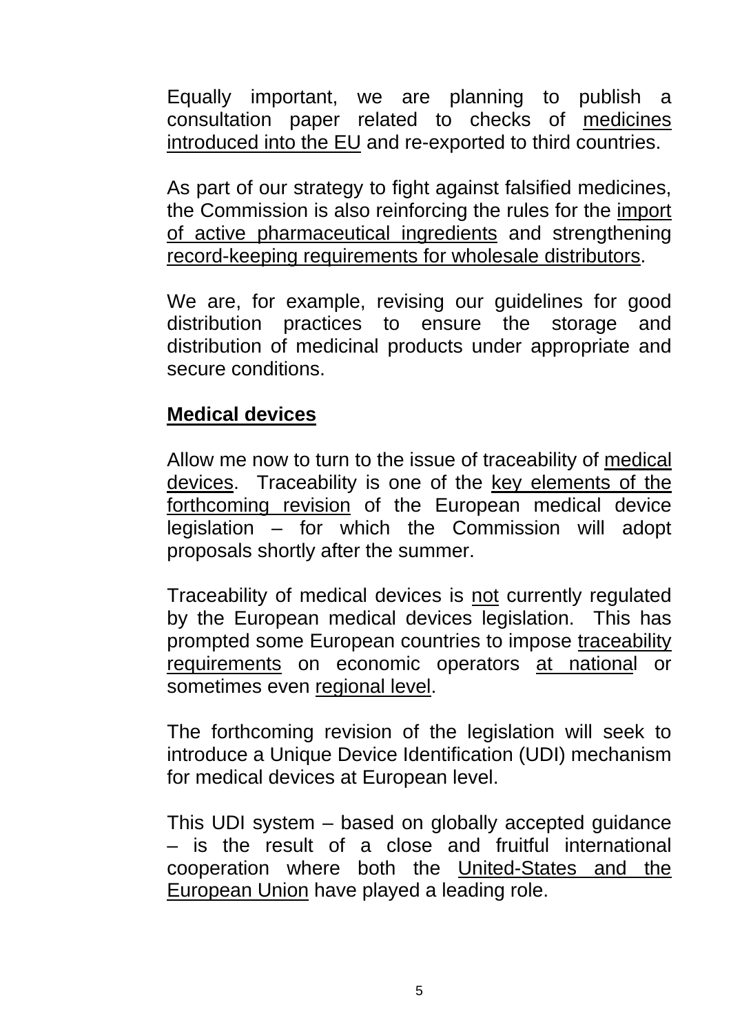Equally important, we are planning to publish a consultation paper related to checks of medicines introduced into the EU and re-exported to third countries.

As part of our strategy to fight against falsified medicines, the Commission is also reinforcing the rules for the import of active pharmaceutical ingredients and strengthening record-keeping requirements for wholesale distributors.

We are, for example, revising our guidelines for good distribution practices to ensure the storage and distribution of medicinal products under appropriate and secure conditions.

## Medical devices

Allow me now to turn to the issue of traceability of medical devices. Traceability is one of the key elements of the forthcoming revision of the European medical device legislation – for which the Commission will adopt proposals shortly after the summer.

Traceability of medical devices is not currently regulated by the European medical devices legislation. This has prompted some European countries to impose traceability requirements on economic operators at national or sometimes even regional level.

The forthcoming revision of the legislation will seek to introduce a Unique Device Identification (UDI) mechanism for medical devices at European level.

This UDI system – based on globally accepted guidance – is the result of a close and fruitful international cooperation where both the United-States and the European Union have played a leading role.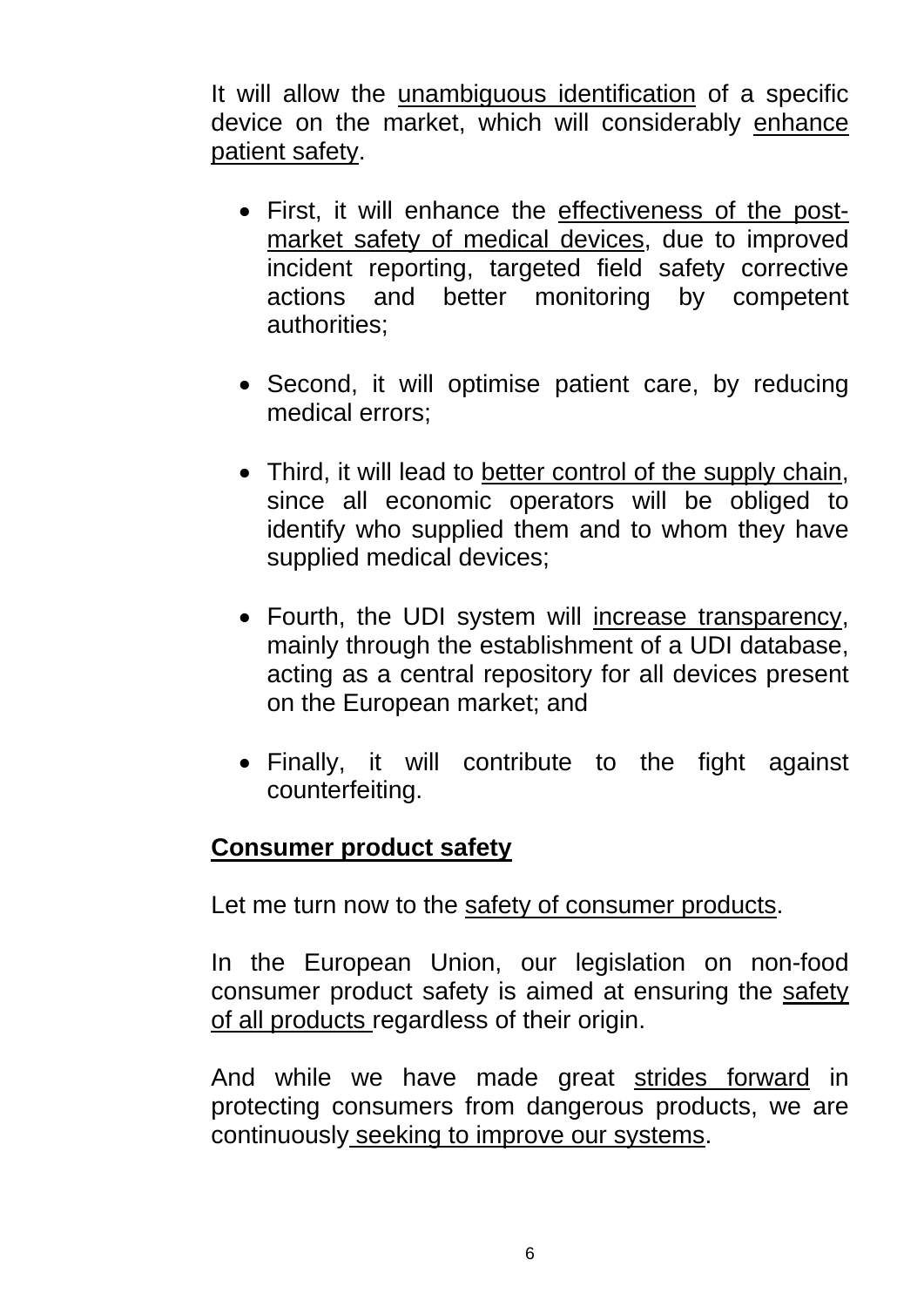It will allow the unambiguous identification of a specific device on the market, which will considerably enhance patient safety.

- First, it will enhance the effectiveness of the post-market safety of medical devices, due to improved incident reporting, targeted field safety corrective actions and better monitoring by competent authorities;

- Second, it will optimise patient care, by reducing medical errors;

- Third, it will lead to better control of the supply chain, since all economic operators will be obliged to identify who supplied them and to whom they have supplied medical devices;

- Fourth, the UDI system will increase transparency, mainly through the establishment of a UDI database, acting as a central repository for all devices present on the European market; and

- Finally, it will contribute to the fight against counterfeiting.

## Consumer product safety

Let me turn now to the safety of consumer products.

In the European Union, our legislation on non-food consumer product safety is aimed at ensuring the safety of all products regardless of their origin.

And while we have made great strides forward in protecting consumers from dangerous products, we are continuously seeking to improve our systems.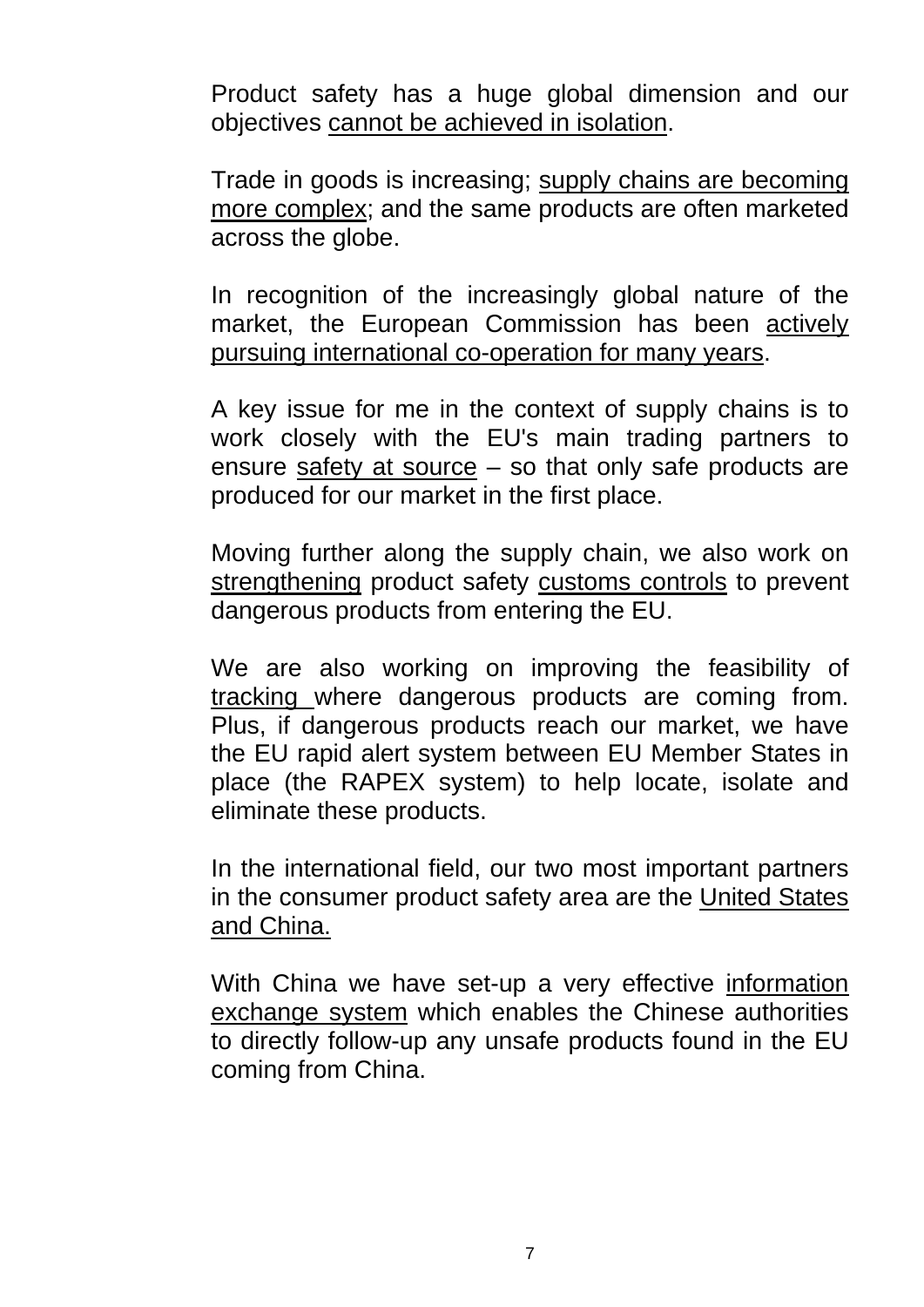Product safety has a huge global dimension and our objectives <u>cannot be achieved in isolation</u>.

Trade in goods is increasing; <u>supply chains are becoming more complex</u>; and the same products are often marketed across the globe.

In recognition of the increasingly global nature of the market, the European Commission has been <u>actively pursuing international co-operation for many years</u>.

A key issue for me in the context of supply chains is to work closely with the EU's main trading partners to ensure <u>safety at source</u> – so that only safe products are produced for our market in the first place.

Moving further along the supply chain, we also work on <u>strengthening</u> product safety <u>customs controls</u> to prevent dangerous products from entering the EU.

We are also working on improving the feasibility of <u>tracking</u> where dangerous products are coming from. Plus, if dangerous products reach our market, we have the EU rapid alert system between EU Member States in place (the RAPEX system) to help locate, isolate and eliminate these products.

In the international field, our two most important partners in the consumer product safety area are the <u>United States and China.</u>

With China we have set-up a very effective <u>information exchange system</u> which enables the Chinese authorities to directly follow-up any unsafe products found in the EU coming from China.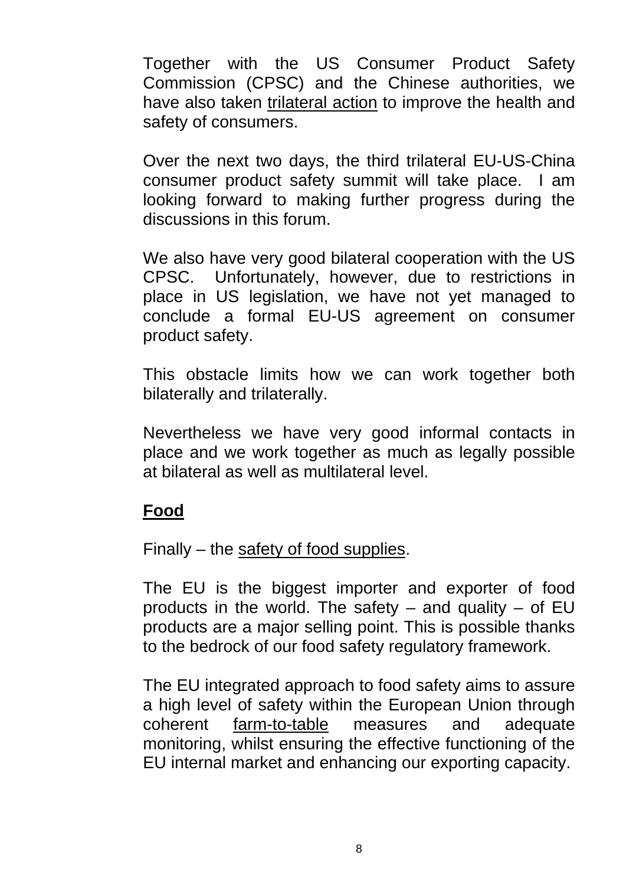Together with the US Consumer Product Safety Commission (CPSC) and the Chinese authorities, we have also taken <u>trilateral action</u> to improve the health and safety of consumers.

Over the next two days, the third trilateral EU-US-China consumer product safety summit will take place. I am looking forward to making further progress during the discussions in this forum.

We also have very good bilateral cooperation with the US CPSC. Unfortunately, however, due to restrictions in place in US legislation, we have not yet managed to conclude a formal EU-US agreement on consumer product safety.

This obstacle limits how we can work together both bilaterally and trilaterally.

Nevertheless we have very good informal contacts in place and we work together as much as legally possible at bilateral as well as multilateral level.

**<u>Food</u>**

Finally – the <u>safety of food supplies</u>.

The EU is the biggest importer and exporter of food products in the world. The safety – and quality – of EU products are a major selling point. This is possible thanks to the bedrock of our food safety regulatory framework.

The EU integrated approach to food safety aims to assure a high level of safety within the European Union through coherent <u>farm-to-table</u> measures and adequate monitoring, whilst ensuring the effective functioning of the EU internal market and enhancing our exporting capacity.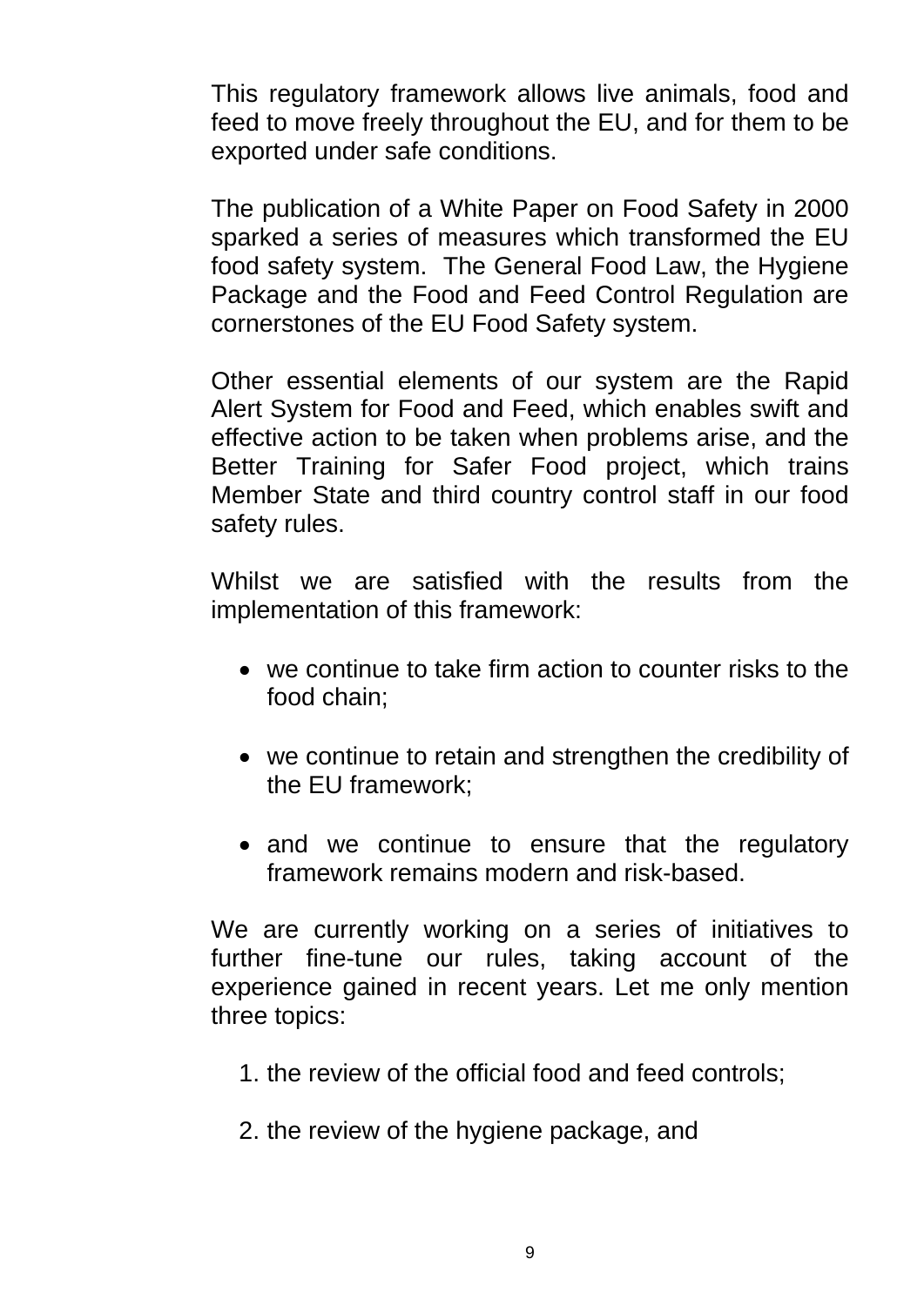This regulatory framework allows live animals, food and feed to move freely throughout the EU, and for them to be exported under safe conditions.

The publication of a White Paper on Food Safety in 2000 sparked a series of measures which transformed the EU food safety system. The General Food Law, the Hygiene Package and the Food and Feed Control Regulation are cornerstones of the EU Food Safety system.

Other essential elements of our system are the Rapid Alert System for Food and Feed, which enables swift and effective action to be taken when problems arise, and the Better Training for Safer Food project, which trains Member State and third country control staff in our food safety rules.

Whilst we are satisfied with the results from the implementation of this framework:

- we continue to take firm action to counter risks to the food chain;
- we continue to retain and strengthen the credibility of the EU framework;
- and we continue to ensure that the regulatory framework remains modern and risk-based.

We are currently working on a series of initiatives to further fine-tune our rules, taking account of the experience gained in recent years. Let me only mention three topics:

1. the review of the official food and feed controls;
2. the review of the hygiene package, and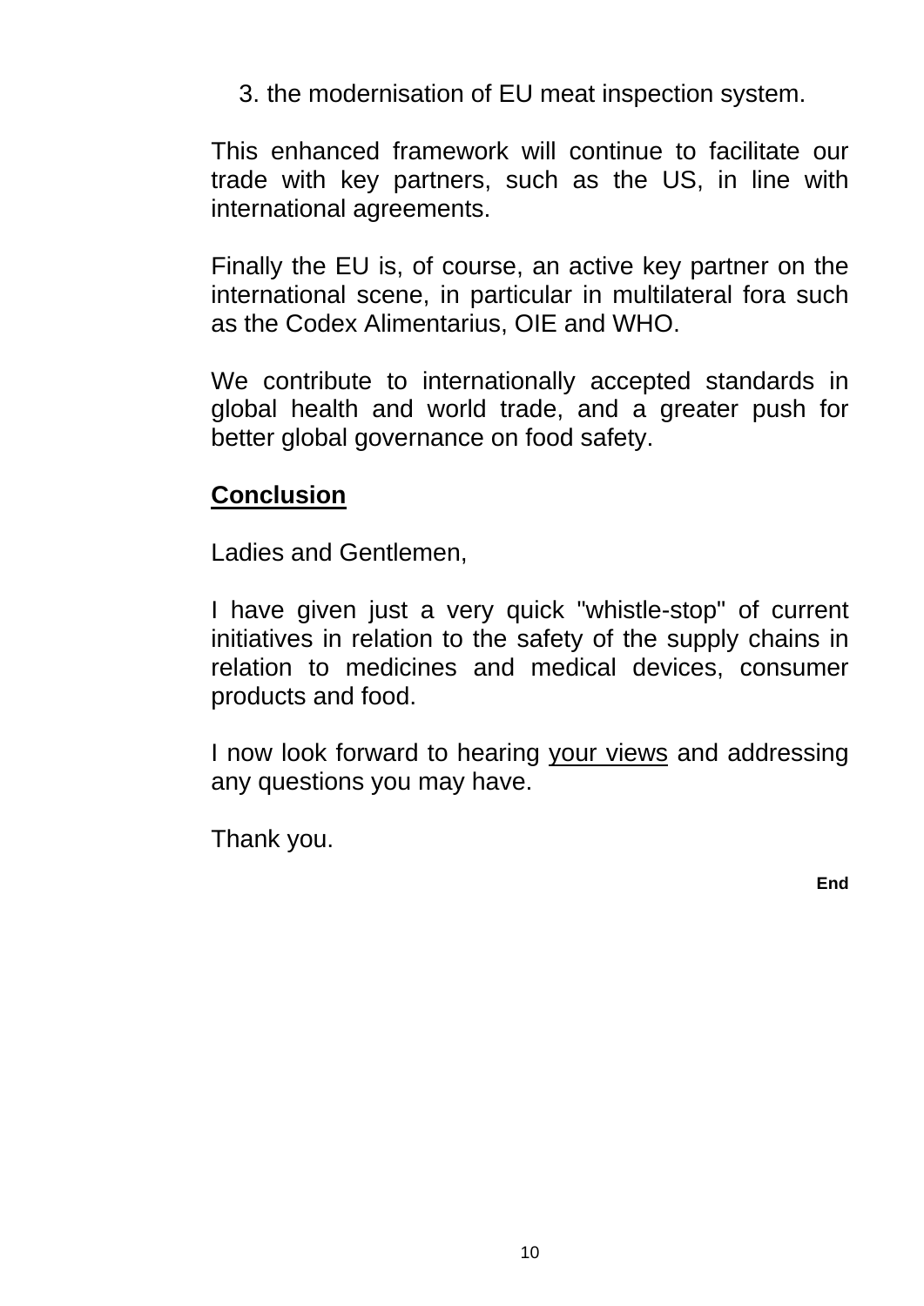3. the modernisation of EU meat inspection system.

This enhanced framework will continue to facilitate our trade with key partners, such as the US, in line with international agreements.

Finally the EU is, of course, an active key partner on the international scene, in particular in multilateral fora such as the Codex Alimentarius, OIE and WHO.

We contribute to internationally accepted standards in global health and world trade, and a greater push for better global governance on food safety.

## Conclusion

Ladies and Gentlemen,

I have given just a very quick "whistle-stop" of current initiatives in relation to the safety of the supply chains in relation to medicines and medical devices, consumer products and food.

I now look forward to hearing your views and addressing any questions you may have.

Thank you.

**End**